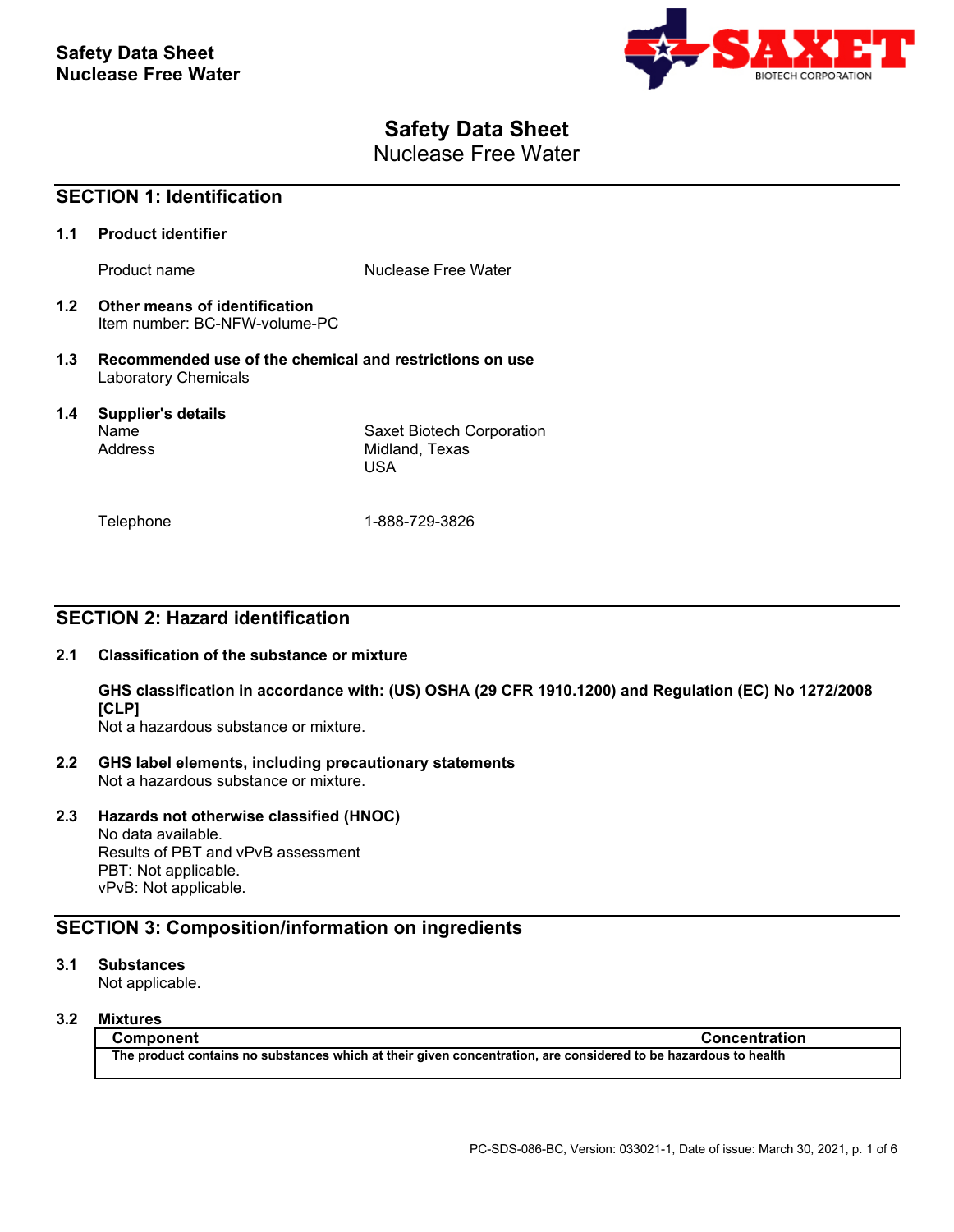# Safety Data Sheet
Nuclease Free Water

## SECTION 1: Identification

**1.1 Product identifier**

Product name: Nuclease Free Water

**1.2 Other means of identification**
Item number: BC-NFW-volume-PC

**1.3 Recommended use of the chemical and restrictions on use**
Laboratory Chemicals

**1.4 Supplier's details**

Name: Saxet Biotech Corporation
Address: Midland, Texas
USA

Telephone: 1-888-729-3826

## SECTION 2: Hazard identification

**2.1 Classification of the substance or mixture**

**GHS classification in accordance with: (US) OSHA (29 CFR 1910.1200) and Regulation (EC) No 1272/2008 [CLP]**
Not a hazardous substance or mixture.

**2.2 GHS label elements, including precautionary statements**
Not a hazardous substance or mixture.

**2.3 Hazards not otherwise classified (HNOC)**
No data available.
Results of PBT and vPvB assessment
PBT: Not applicable.
vPvB: Not applicable.

## SECTION 3: Composition/information on ingredients

**3.1 Substances**
Not applicable.

**3.2 Mixtures**

| Component | Concentration |
|---|---|
| **The product contains no substances which at their given concentration, are considered to be hazardous to health** | |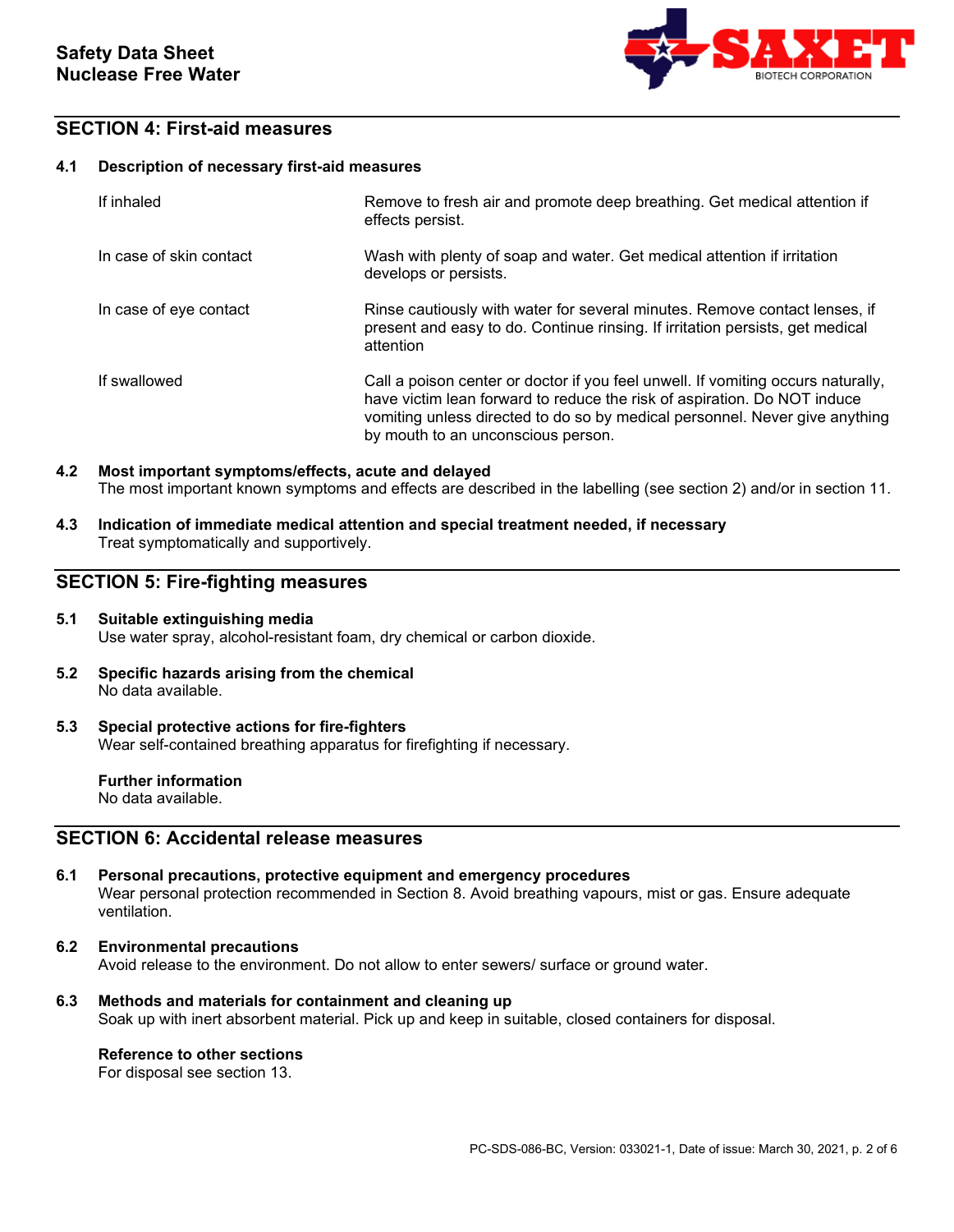## SECTION 4: First-aid measures

### 4.1 Description of necessary first-aid measures

| | |
|---|---|
| If inhaled | Remove to fresh air and promote deep breathing. Get medical attention if effects persist. |
| In case of skin contact | Wash with plenty of soap and water. Get medical attention if irritation develops or persists. |
| In case of eye contact | Rinse cautiously with water for several minutes. Remove contact lenses, if present and easy to do. Continue rinsing. If irritation persists, get medical attention |
| If swallowed | Call a poison center or doctor if you feel unwell. If vomiting occurs naturally, have victim lean forward to reduce the risk of aspiration. Do NOT induce vomiting unless directed to do so by medical personnel. Never give anything by mouth to an unconscious person. |

### 4.2 Most important symptoms/effects, acute and delayed

The most important known symptoms and effects are described in the labelling (see section 2) and/or in section 11.

### 4.3 Indication of immediate medical attention and special treatment needed, if necessary

Treat symptomatically and supportively.

## SECTION 5: Fire-fighting measures

### 5.1 Suitable extinguishing media

Use water spray, alcohol-resistant foam, dry chemical or carbon dioxide.

### 5.2 Specific hazards arising from the chemical

No data available.

### 5.3 Special protective actions for fire-fighters

Wear self-contained breathing apparatus for firefighting if necessary.

**Further information**

No data available.

## SECTION 6: Accidental release measures

### 6.1 Personal precautions, protective equipment and emergency procedures

Wear personal protection recommended in Section 8. Avoid breathing vapours, mist or gas. Ensure adequate ventilation.

### 6.2 Environmental precautions

Avoid release to the environment. Do not allow to enter sewers/ surface or ground water.

### 6.3 Methods and materials for containment and cleaning up

Soak up with inert absorbent material. Pick up and keep in suitable, closed containers for disposal.

**Reference to other sections**

For disposal see section 13.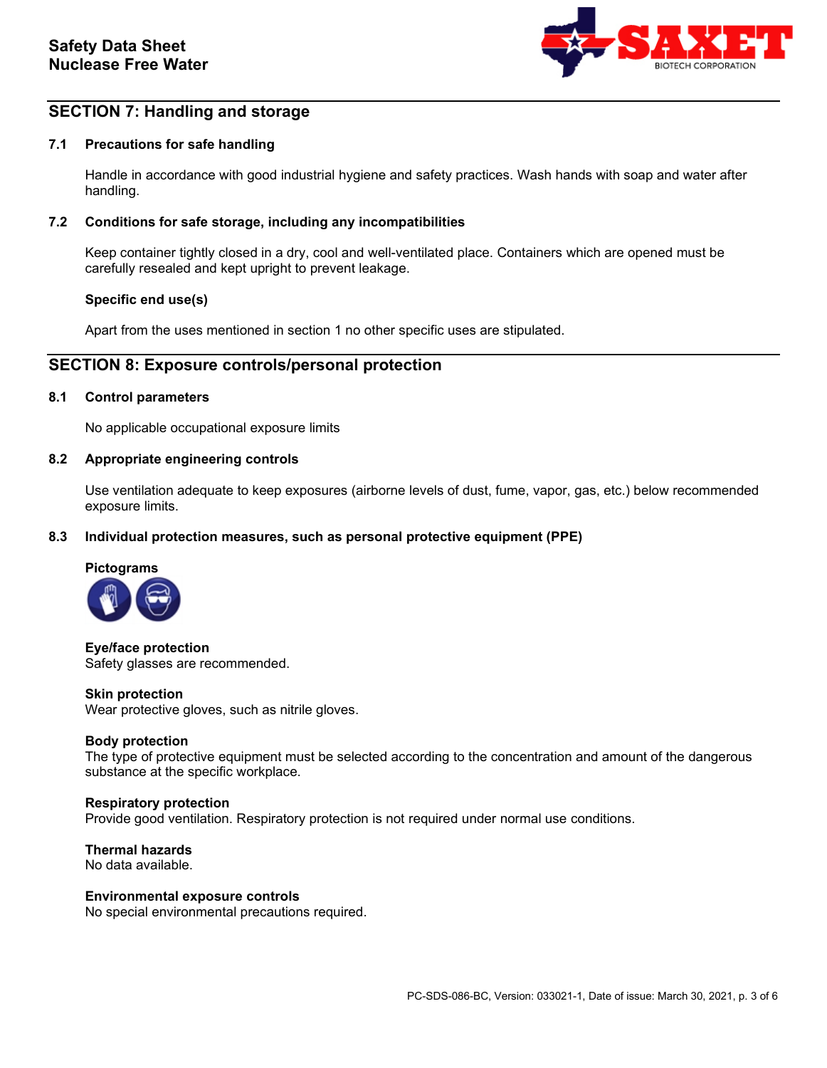## SECTION 7: Handling and storage

### 7.1 Precautions for safe handling

Handle in accordance with good industrial hygiene and safety practices. Wash hands with soap and water after handling.

### 7.2 Conditions for safe storage, including any incompatibilities

Keep container tightly closed in a dry, cool and well-ventilated place. Containers which are opened must be carefully resealed and kept upright to prevent leakage.

**Specific end use(s)**

Apart from the uses mentioned in section 1 no other specific uses are stipulated.

## SECTION 8: Exposure controls/personal protection

### 8.1 Control parameters

No applicable occupational exposure limits

### 8.2 Appropriate engineering controls

Use ventilation adequate to keep exposures (airborne levels of dust, fume, vapor, gas, etc.) below recommended exposure limits.

### 8.3 Individual protection measures, such as personal protective equipment (PPE)

**Pictograms**

**Eye/face protection**
Safety glasses are recommended.

**Skin protection**
Wear protective gloves, such as nitrile gloves.

**Body protection**
The type of protective equipment must be selected according to the concentration and amount of the dangerous substance at the specific workplace.

**Respiratory protection**
Provide good ventilation. Respiratory protection is not required under normal use conditions.

**Thermal hazards**
No data available.

**Environmental exposure controls**
No special environmental precautions required.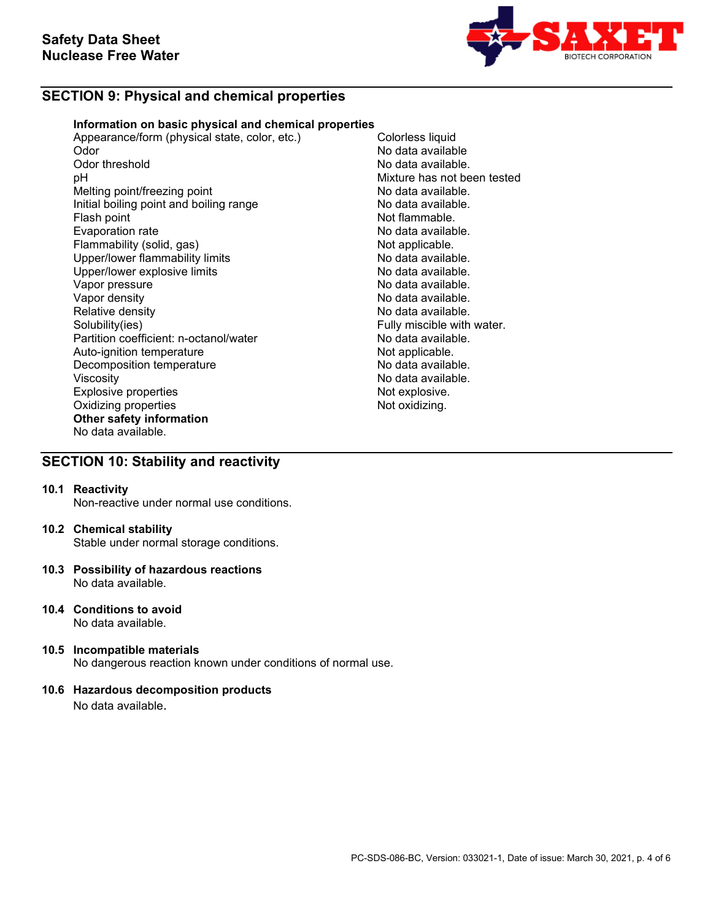## SECTION 9: Physical and chemical properties

**Information on basic physical and chemical properties**

| Property | Value |
|---|---|
| Appearance/form (physical state, color, etc.) | Colorless liquid |
| Odor | No data available |
| Odor threshold | No data available. |
| pH | Mixture has not been tested |
| Melting point/freezing point | No data available. |
| Initial boiling point and boiling range | No data available. |
| Flash point | Not flammable. |
| Evaporation rate | No data available. |
| Flammability (solid, gas) | Not applicable. |
| Upper/lower flammability limits | No data available. |
| Upper/lower explosive limits | No data available. |
| Vapor pressure | No data available. |
| Vapor density | No data available. |
| Relative density | No data available. |
| Solubility(ies) | Fully miscible with water. |
| Partition coefficient: n-octanol/water | No data available. |
| Auto-ignition temperature | Not applicable. |
| Decomposition temperature | No data available. |
| Viscosity | No data available. |
| Explosive properties | Not explosive. |
| Oxidizing properties | Not oxidizing. |

**Other safety information**

No data available.

## SECTION 10: Stability and reactivity

### 10.1 Reactivity
Non-reactive under normal use conditions.

### 10.2 Chemical stability
Stable under normal storage conditions.

### 10.3 Possibility of hazardous reactions
No data available.

### 10.4 Conditions to avoid
No data available.

### 10.5 Incompatible materials
No dangerous reaction known under conditions of normal use.

### 10.6 Hazardous decomposition products
No data available.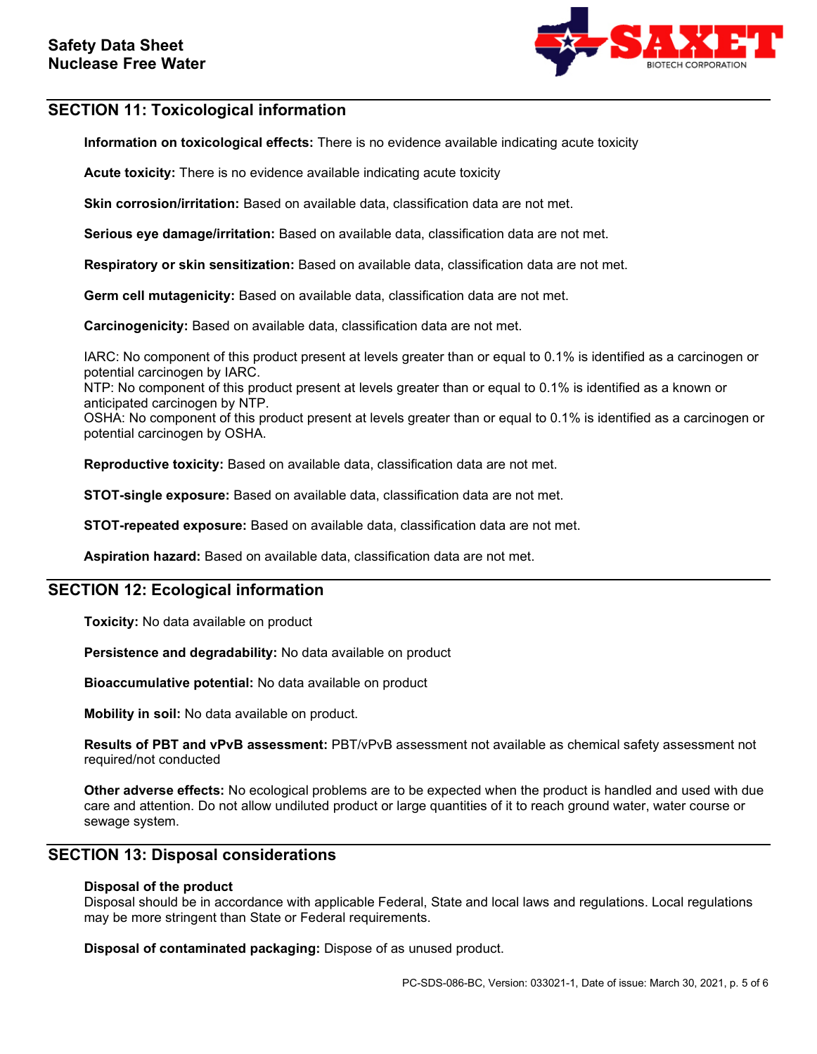## SECTION 11: Toxicological information

**Information on toxicological effects:** There is no evidence available indicating acute toxicity

**Acute toxicity:** There is no evidence available indicating acute toxicity

**Skin corrosion/irritation:** Based on available data, classification data are not met.

**Serious eye damage/irritation:** Based on available data, classification data are not met.

**Respiratory or skin sensitization:** Based on available data, classification data are not met.

**Germ cell mutagenicity:** Based on available data, classification data are not met.

**Carcinogenicity:** Based on available data, classification data are not met.

IARC: No component of this product present at levels greater than or equal to 0.1% is identified as a carcinogen or potential carcinogen by IARC.
NTP: No component of this product present at levels greater than or equal to 0.1% is identified as a known or anticipated carcinogen by NTP.
OSHA: No component of this product present at levels greater than or equal to 0.1% is identified as a carcinogen or potential carcinogen by OSHA.

**Reproductive toxicity:** Based on available data, classification data are not met.

**STOT-single exposure:** Based on available data, classification data are not met.

**STOT-repeated exposure:** Based on available data, classification data are not met.

**Aspiration hazard:** Based on available data, classification data are not met.

## SECTION 12: Ecological information

**Toxicity:** No data available on product

**Persistence and degradability:** No data available on product

**Bioaccumulative potential:** No data available on product

**Mobility in soil:** No data available on product.

**Results of PBT and vPvB assessment:** PBT/vPvB assessment not available as chemical safety assessment not required/not conducted

**Other adverse effects:** No ecological problems are to be expected when the product is handled and used with due care and attention. Do not allow undiluted product or large quantities of it to reach ground water, water course or sewage system.

## SECTION 13: Disposal considerations

**Disposal of the product**
Disposal should be in accordance with applicable Federal, State and local laws and regulations. Local regulations may be more stringent than State or Federal requirements.

**Disposal of contaminated packaging:** Dispose of as unused product.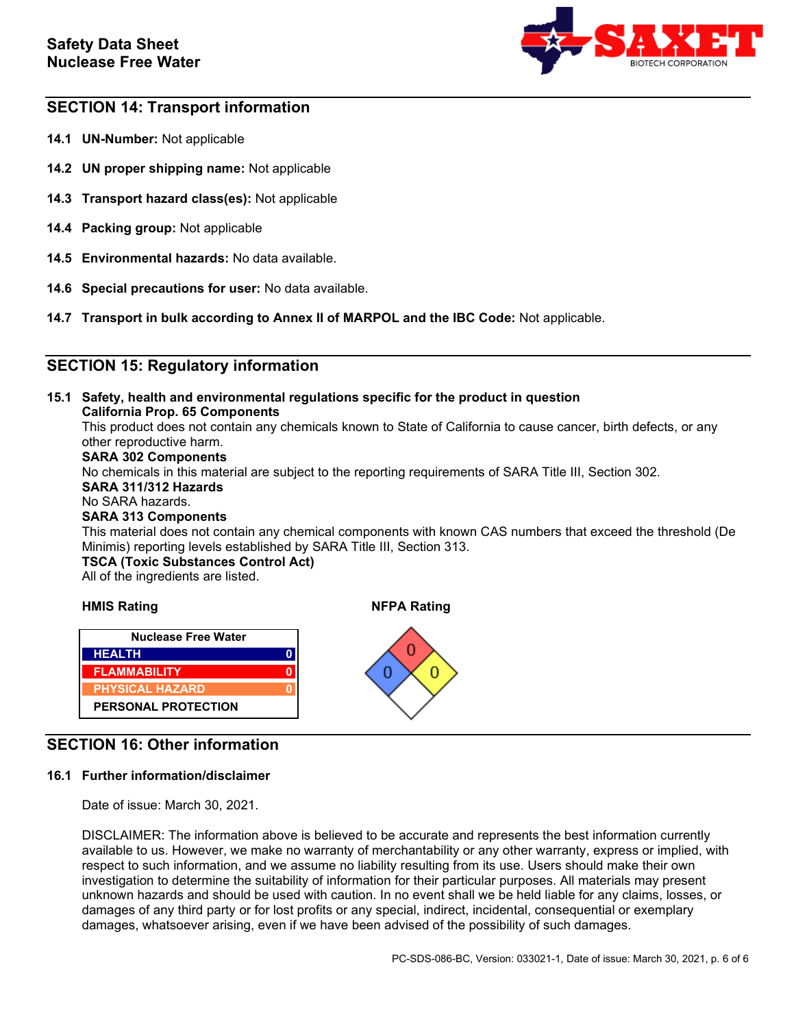## SECTION 14: Transport information

**14.1 UN-Number:** Not applicable

**14.2 UN proper shipping name:** Not applicable

**14.3 Transport hazard class(es):** Not applicable

**14.4 Packing group:** Not applicable

**14.5 Environmental hazards:** No data available.

**14.6 Special precautions for user:** No data available.

**14.7 Transport in bulk according to Annex II of MARPOL and the IBC Code:** Not applicable.

## SECTION 15: Regulatory information

**15.1 Safety, health and environmental regulations specific for the product in question**

**California Prop. 65 Components**
This product does not contain any chemicals known to State of California to cause cancer, birth defects, or any other reproductive harm.

**SARA 302 Components**
No chemicals in this material are subject to the reporting requirements of SARA Title III, Section 302.

**SARA 311/312 Hazards**
No SARA hazards.

**SARA 313 Components**
This material does not contain any chemical components with known CAS numbers that exceed the threshold (De Minimis) reporting levels established by SARA Title III, Section 313.

**TSCA (Toxic Substances Control Act)**
All of the ingredients are listed.

**HMIS Rating**

| Nuclease Free Water | |
|---|---|
| HEALTH | 0 |
| FLAMMABILITY | 0 |
| PHYSICAL HAZARD | 0 |
| PERSONAL PROTECTION | |

**NFPA Rating**

0
0
0

## SECTION 16: Other information

**16.1 Further information/disclaimer**

Date of issue: March 30, 2021.

DISCLAIMER: The information above is believed to be accurate and represents the best information currently available to us. However, we make no warranty of merchantability or any other warranty, express or implied, with respect to such information, and we assume no liability resulting from its use. Users should make their own investigation to determine the suitability of information for their particular purposes. All materials may present unknown hazards and should be used with caution. In no event shall we be held liable for any claims, losses, or damages of any third party or for lost profits or any special, indirect, incidental, consequential or exemplary damages, whatsoever arising, even if we have been advised of the possibility of such damages.